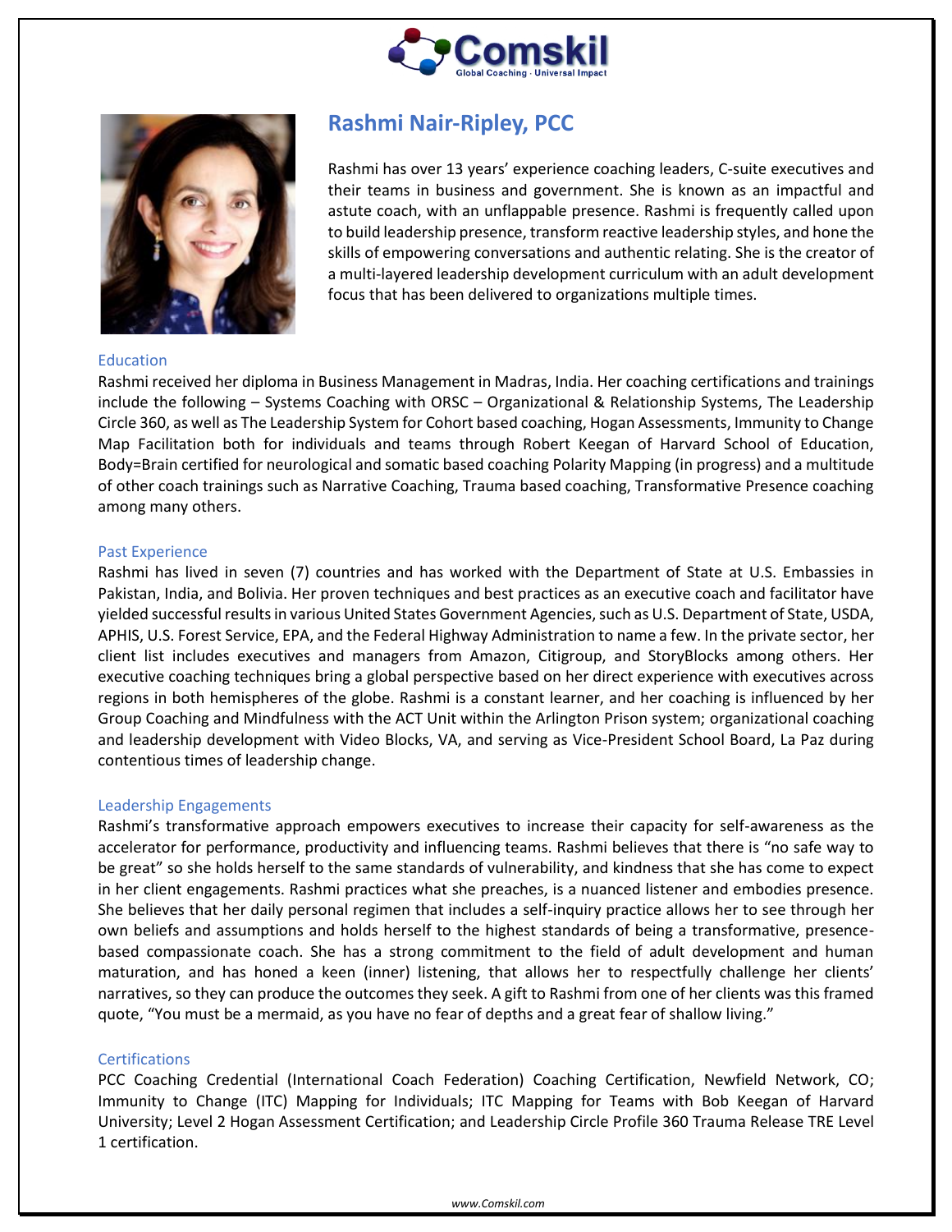# Rashmi Nair-Ripley, PCC

Rashmi has over 13 years' experience coaching leaders, C-suite executives and their teams in business and government. She is known as an impactful and astute coach, with an unflappable presence. Rashmi is frequently called upon to build leadership presence, transform reactive leadership styles, and hone the skills of empowering conversations and authentic relating. She is the creator of a multi-layered leadership development curriculum with an adult development focus that has been delivered to organizations multiple times.

## Education

Rashmi received her diploma in Business Management in Madras, India. Her coaching certifications and trainings include the following – Systems Coaching with ORSC – Organizational & Relationship Systems, The Leadership Circle 360, as well as The Leadership System for Cohort based coaching, Hogan Assessments, Immunity to Change Map Facilitation both for individuals and teams through Robert Keegan of Harvard School of Education, Body=Brain certified for neurological and somatic based coaching Polarity Mapping (in progress) and a multitude of other coach trainings such as Narrative Coaching, Trauma based coaching, Transformative Presence coaching among many others.

## Past Experience

Rashmi has lived in seven (7) countries and has worked with the Department of State at U.S. Embassies in Pakistan, India, and Bolivia. Her proven techniques and best practices as an executive coach and facilitator have yielded successful results in various United States Government Agencies, such as U.S. Department of State, USDA, APHIS, U.S. Forest Service, EPA, and the Federal Highway Administration to name a few. In the private sector, her client list includes executives and managers from Amazon, Citigroup, and StoryBlocks among others. Her executive coaching techniques bring a global perspective based on her direct experience with executives across regions in both hemispheres of the globe. Rashmi is a constant learner, and her coaching is influenced by her Group Coaching and Mindfulness with the ACT Unit within the Arlington Prison system; organizational coaching and leadership development with Video Blocks, VA, and serving as Vice-President School Board, La Paz during contentious times of leadership change.

## Leadership Engagements

Rashmi's transformative approach empowers executives to increase their capacity for self-awareness as the accelerator for performance, productivity and influencing teams. Rashmi believes that there is "no safe way to be great" so she holds herself to the same standards of vulnerability, and kindness that she has come to expect in her client engagements. Rashmi practices what she preaches, is a nuanced listener and embodies presence. She believes that her daily personal regimen that includes a self-inquiry practice allows her to see through her own beliefs and assumptions and holds herself to the highest standards of being a transformative, presence-based compassionate coach. She has a strong commitment to the field of adult development and human maturation, and has honed a keen (inner) listening, that allows her to respectfully challenge her clients' narratives, so they can produce the outcomes they seek. A gift to Rashmi from one of her clients was this framed quote, "You must be a mermaid, as you have no fear of depths and a great fear of shallow living."

## Certifications

PCC Coaching Credential (International Coach Federation) Coaching Certification, Newfield Network, CO; Immunity to Change (ITC) Mapping for Individuals; ITC Mapping for Teams with Bob Keegan of Harvard University; Level 2 Hogan Assessment Certification; and Leadership Circle Profile 360 Trauma Release TRE Level 1 certification.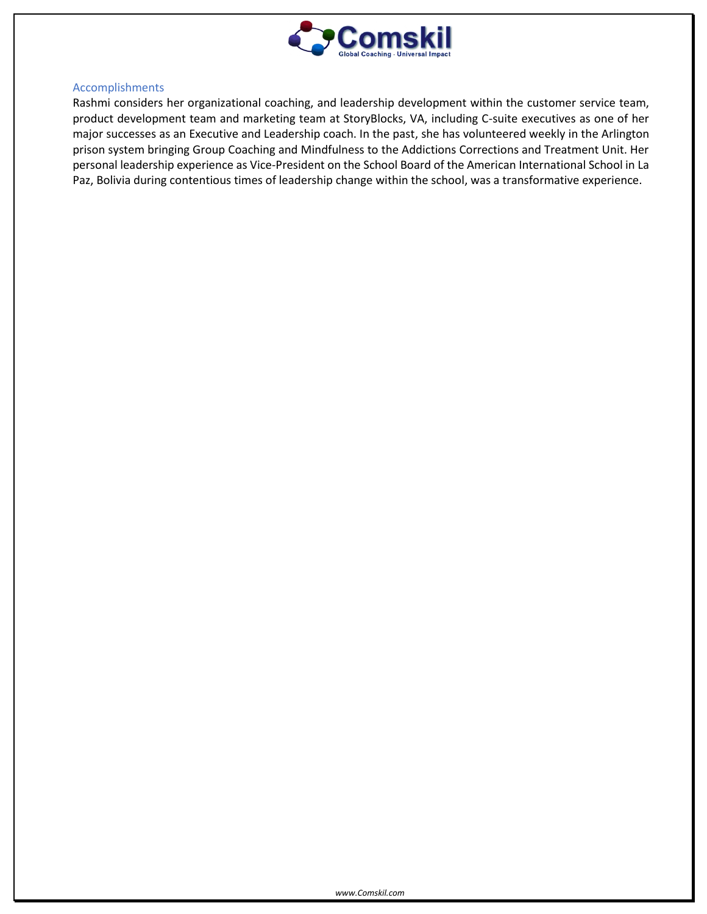## Accomplishments

Rashmi considers her organizational coaching, and leadership development within the customer service team, product development team and marketing team at StoryBlocks, VA, including C-suite executives as one of her major successes as an Executive and Leadership coach. In the past, she has volunteered weekly in the Arlington prison system bringing Group Coaching and Mindfulness to the Addictions Corrections and Treatment Unit. Her personal leadership experience as Vice-President on the School Board of the American International School in La Paz, Bolivia during contentious times of leadership change within the school, was a transformative experience.